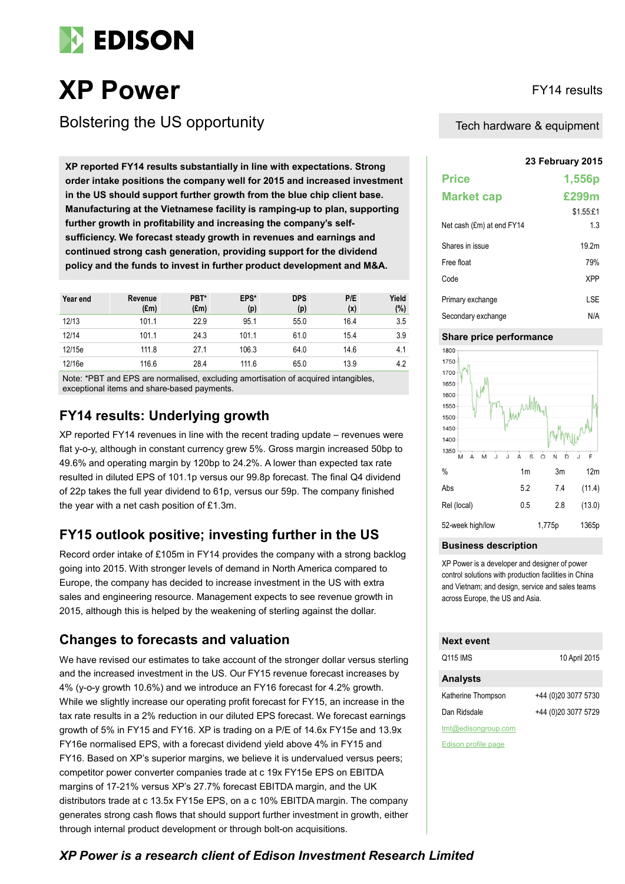# EDISON

# XP Power

FY14 results

## Bolstering the US opportunity

Tech hardware & equipment

**XP reported FY14 results substantially in line with expectations. Strong order intake positions the company well for 2015 and increased investment in the US should support further growth from the blue chip client base. Manufacturing at the Vietnamese facility is ramping-up to plan, supporting further growth in profitability and increasing the company's self-sufficiency. We forecast steady growth in revenues and earnings and continued strong cash generation, providing support for the dividend policy and the funds to invest in further product development and M&A.**

| Year end | Revenue (£m) | PBT* (£m) | EPS* (p) | DPS (p) | P/E (x) | Yield (%) |
|---|---|---|---|---|---|---|
| 12/13 | 101.1 | 22.9 | 95.1 | 55.0 | 16.4 | 3.5 |
| 12/14 | 101.1 | 24.3 | 101.1 | 61.0 | 15.4 | 3.9 |
| 12/15e | 111.8 | 27.1 | 106.3 | 64.0 | 14.6 | 4.1 |
| 12/16e | 116.6 | 28.4 | 111.6 | 65.0 | 13.9 | 4.2 |

Note: *PBT and EPS are normalised, excluding amortisation of acquired intangibles, exceptional items and share-based payments.

## FY14 results: Underlying growth

XP reported FY14 revenues in line with the recent trading update – revenues were flat y-o-y, although in constant currency grew 5%. Gross margin increased 50bp to 49.6% and operating margin by 120bp to 24.2%. A lower than expected tax rate resulted in diluted EPS of 101.1p versus our 99.8p forecast. The final Q4 dividend of 22p takes the full year dividend to 61p, versus our 59p. The company finished the year with a net cash position of £1.3m.

## FY15 outlook positive; investing further in the US

Record order intake of £105m in FY14 provides the company with a strong backlog going into 2015. With stronger levels of demand in North America compared to Europe, the company has decided to increase investment in the US with extra sales and engineering resource. Management expects to see revenue growth in 2015, although this is helped by the weakening of sterling against the dollar.

## Changes to forecasts and valuation

We have revised our estimates to take account of the stronger dollar versus sterling and the increased investment in the US. Our FY15 revenue forecast increases by 4% (y-o-y growth 10.6%) and we introduce an FY16 forecast for 4.2% growth. While we slightly increase our operating profit forecast for FY15, an increase in the tax rate results in a 2% reduction in our diluted EPS forecast. We forecast earnings growth of 5% in FY15 and FY16. XP is trading on a P/E of 14.6x FY15e and 13.9x FY16e normalised EPS, with a forecast dividend yield above 4% in FY15 and FY16. Based on XP's superior margins, we believe it is undervalued versus peers; competitor power converter companies trade at c 19x FY15e EPS on EBITDA margins of 17-21% versus XP's 27.7% forecast EBITDA margin, and the UK distributors trade at c 13.5x FY15e EPS, on a c 10% EBITDA margin. The company generates strong cash flows that should support further investment in growth, either through internal product development or through bolt-on acquisitions.

**23 February 2015**

| | |
|---|---|
| **Price** | **1,556p** |
| **Market cap** | **£299m** |
| | $1.55:£1 |
| Net cash (£m) at end FY14 | 1.3 |
| Shares in issue | 19.2m |
| Free float | 79% |
| Code | XPP |
| Primary exchange | LSE |
| Secondary exchange | N/A |

### Share price performance

| % | 1m | 3m | 12m |
|---|---|---|---|
| Abs | 5.2 | 7.4 | (11.4) |
| Rel (local) | 0.5 | 2.8 | (13.0) |
| 52-week high/low | | 1,775p | 1365p |

### Business description

XP Power is a developer and designer of power control solutions with production facilities in China and Vietnam; and design, service and sales teams across Europe, the US and Asia.

### Next event

| | |
|---|---|
| Q115 IMS | 10 April 2015 |

### Analysts

| | |
|---|---|
| Katherine Thompson | +44 (0)20 3077 5730 |
| Dan Ridsdale | +44 (0)20 3077 5729 |

tmt@edisongroup.com

Edison profile page

***XP Power is a research client of Edison Investment Research Limited***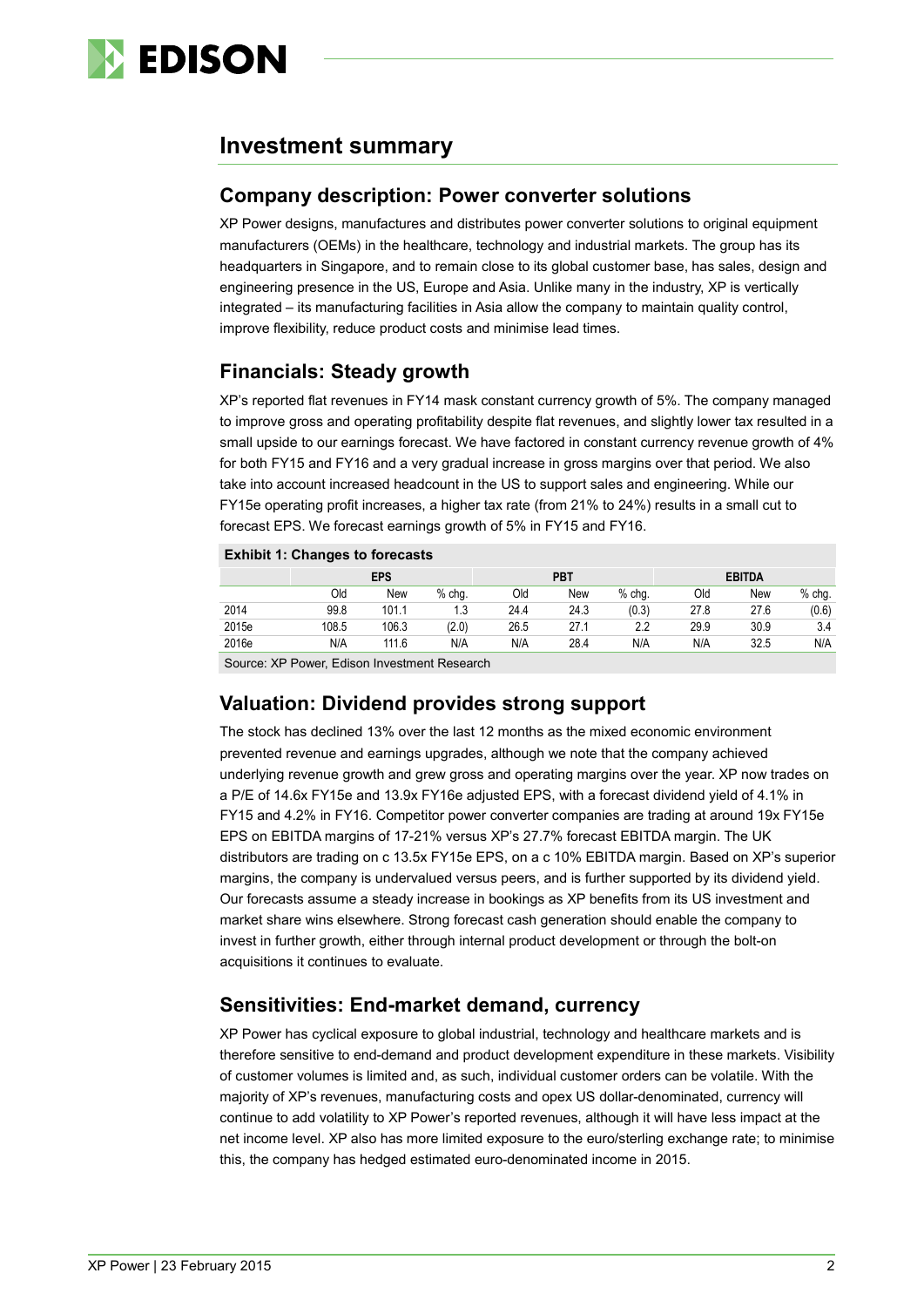# Investment summary

## Company description: Power converter solutions

XP Power designs, manufactures and distributes power converter solutions to original equipment manufacturers (OEMs) in the healthcare, technology and industrial markets. The group has its headquarters in Singapore, and to remain close to its global customer base, has sales, design and engineering presence in the US, Europe and Asia. Unlike many in the industry, XP is vertically integrated – its manufacturing facilities in Asia allow the company to maintain quality control, improve flexibility, reduce product costs and minimise lead times.

## Financials: Steady growth

XP's reported flat revenues in FY14 mask constant currency growth of 5%. The company managed to improve gross and operating profitability despite flat revenues, and slightly lower tax resulted in a small upside to our earnings forecast. We have factored in constant currency revenue growth of 4% for both FY15 and FY16 and a very gradual increase in gross margins over that period. We also take into account increased headcount in the US to support sales and engineering. While our FY15e operating profit increases, a higher tax rate (from 21% to 24%) results in a small cut to forecast EPS. We forecast earnings growth of 5% in FY15 and FY16.

**Exhibit 1: Changes to forecasts**

| | EPS | | | PBT | | | EBITDA | | |
|---|---|---|---|---|---|---|---|---|---|
| | Old | New | % chg. | Old | New | % chg. | Old | New | % chg. |
| 2014 | 99.8 | 101.1 | 1.3 | 24.4 | 24.3 | (0.3) | 27.8 | 27.6 | (0.6) |
| 2015e | 108.5 | 106.3 | (2.0) | 26.5 | 27.1 | 2.2 | 29.9 | 30.9 | 3.4 |
| 2016e | N/A | 111.6 | N/A | N/A | 28.4 | N/A | N/A | 32.5 | N/A |

Source: XP Power, Edison Investment Research

## Valuation: Dividend provides strong support

The stock has declined 13% over the last 12 months as the mixed economic environment prevented revenue and earnings upgrades, although we note that the company achieved underlying revenue growth and grew gross and operating margins over the year. XP now trades on a P/E of 14.6x FY15e and 13.9x FY16e adjusted EPS, with a forecast dividend yield of 4.1% in FY15 and 4.2% in FY16. Competitor power converter companies are trading at around 19x FY15e EPS on EBITDA margins of 17-21% versus XP's 27.7% forecast EBITDA margin. The UK distributors are trading on c 13.5x FY15e EPS, on a c 10% EBITDA margin. Based on XP's superior margins, the company is undervalued versus peers, and is further supported by its dividend yield. Our forecasts assume a steady increase in bookings as XP benefits from its US investment and market share wins elsewhere. Strong forecast cash generation should enable the company to invest in further growth, either through internal product development or through the bolt-on acquisitions it continues to evaluate.

## Sensitivities: End-market demand, currency

XP Power has cyclical exposure to global industrial, technology and healthcare markets and is therefore sensitive to end-demand and product development expenditure in these markets. Visibility of customer volumes is limited and, as such, individual customer orders can be volatile. With the majority of XP's revenues, manufacturing costs and opex US dollar-denominated, currency will continue to add volatility to XP Power's reported revenues, although it will have less impact at the net income level. XP also has more limited exposure to the euro/sterling exchange rate; to minimise this, the company has hedged estimated euro-denominated income in 2015.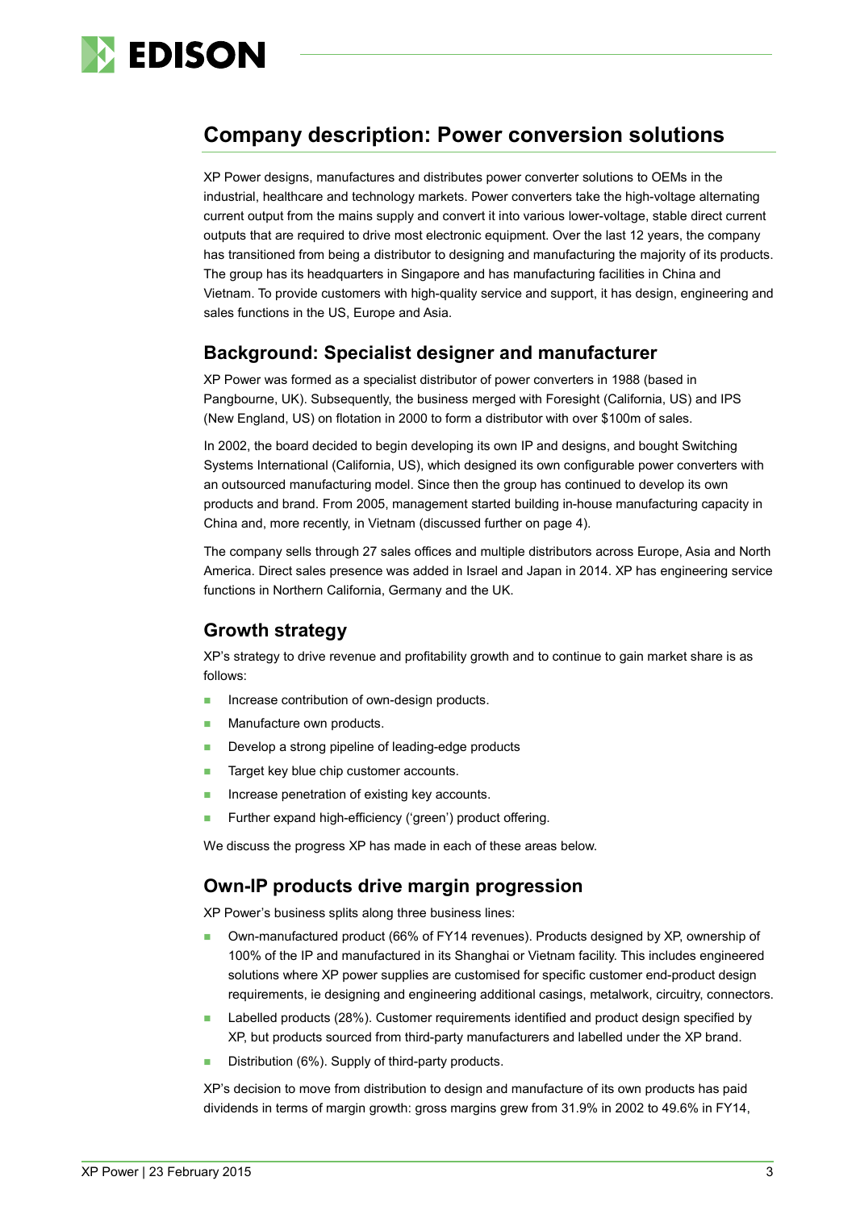## Company description: Power conversion solutions

XP Power designs, manufactures and distributes power converter solutions to OEMs in the industrial, healthcare and technology markets. Power converters take the high-voltage alternating current output from the mains supply and convert it into various lower-voltage, stable direct current outputs that are required to drive most electronic equipment. Over the last 12 years, the company has transitioned from being a distributor to designing and manufacturing the majority of its products. The group has its headquarters in Singapore and has manufacturing facilities in China and Vietnam. To provide customers with high-quality service and support, it has design, engineering and sales functions in the US, Europe and Asia.

### Background: Specialist designer and manufacturer

XP Power was formed as a specialist distributor of power converters in 1988 (based in Pangbourne, UK). Subsequently, the business merged with Foresight (California, US) and IPS (New England, US) on flotation in 2000 to form a distributor with over $100m of sales.

In 2002, the board decided to begin developing its own IP and designs, and bought Switching Systems International (California, US), which designed its own configurable power converters with an outsourced manufacturing model. Since then the group has continued to develop its own products and brand. From 2005, management started building in-house manufacturing capacity in China and, more recently, in Vietnam (discussed further on page 4).

The company sells through 27 sales offices and multiple distributors across Europe, Asia and North America. Direct sales presence was added in Israel and Japan in 2014. XP has engineering service functions in Northern California, Germany and the UK.

### Growth strategy

XP's strategy to drive revenue and profitability growth and to continue to gain market share is as follows:

- Increase contribution of own-design products.
- Manufacture own products.
- Develop a strong pipeline of leading-edge products
- Target key blue chip customer accounts.
- Increase penetration of existing key accounts.
- Further expand high-efficiency ('green') product offering.

We discuss the progress XP has made in each of these areas below.

### Own-IP products drive margin progression

XP Power's business splits along three business lines:

- Own-manufactured product (66% of FY14 revenues). Products designed by XP, ownership of 100% of the IP and manufactured in its Shanghai or Vietnam facility. This includes engineered solutions where XP power supplies are customised for specific customer end-product design requirements, ie designing and engineering additional casings, metalwork, circuitry, connectors.
- Labelled products (28%). Customer requirements identified and product design specified by XP, but products sourced from third-party manufacturers and labelled under the XP brand.
- Distribution (6%). Supply of third-party products.

XP's decision to move from distribution to design and manufacture of its own products has paid dividends in terms of margin growth: gross margins grew from 31.9% in 2002 to 49.6% in FY14,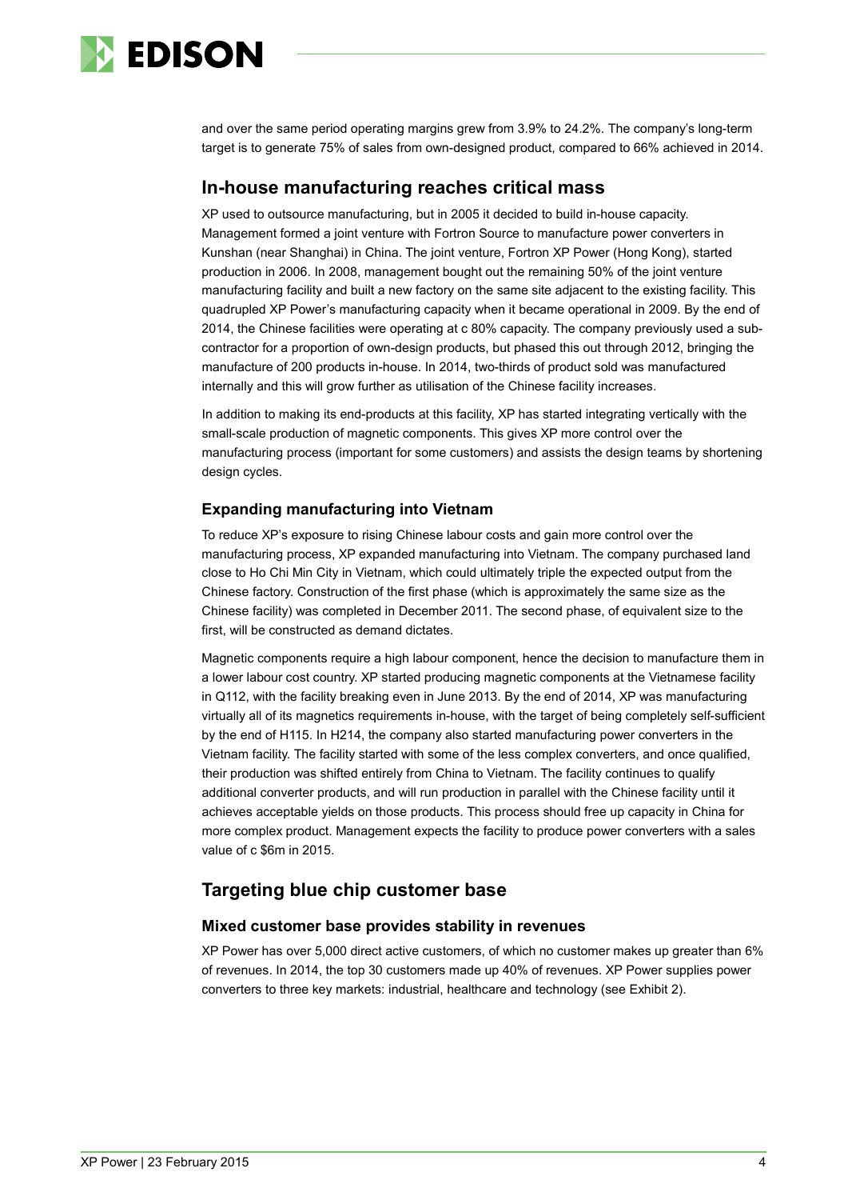and over the same period operating margins grew from 3.9% to 24.2%. The company's long-term target is to generate 75% of sales from own-designed product, compared to 66% achieved in 2014.

## In-house manufacturing reaches critical mass

XP used to outsource manufacturing, but in 2005 it decided to build in-house capacity. Management formed a joint venture with Fortron Source to manufacture power converters in Kunshan (near Shanghai) in China. The joint venture, Fortron XP Power (Hong Kong), started production in 2006. In 2008, management bought out the remaining 50% of the joint venture manufacturing facility and built a new factory on the same site adjacent to the existing facility. This quadrupled XP Power's manufacturing capacity when it became operational in 2009. By the end of 2014, the Chinese facilities were operating at c 80% capacity. The company previously used a sub-contractor for a proportion of own-design products, but phased this out through 2012, bringing the manufacture of 200 products in-house. In 2014, two-thirds of product sold was manufactured internally and this will grow further as utilisation of the Chinese facility increases.

In addition to making its end-products at this facility, XP has started integrating vertically with the small-scale production of magnetic components. This gives XP more control over the manufacturing process (important for some customers) and assists the design teams by shortening design cycles.

### Expanding manufacturing into Vietnam

To reduce XP's exposure to rising Chinese labour costs and gain more control over the manufacturing process, XP expanded manufacturing into Vietnam. The company purchased land close to Ho Chi Min City in Vietnam, which could ultimately triple the expected output from the Chinese factory. Construction of the first phase (which is approximately the same size as the Chinese facility) was completed in December 2011. The second phase, of equivalent size to the first, will be constructed as demand dictates.

Magnetic components require a high labour component, hence the decision to manufacture them in a lower labour cost country. XP started producing magnetic components at the Vietnamese facility in Q112, with the facility breaking even in June 2013. By the end of 2014, XP was manufacturing virtually all of its magnetics requirements in-house, with the target of being completely self-sufficient by the end of H115. In H214, the company also started manufacturing power converters in the Vietnam facility. The facility started with some of the less complex converters, and once qualified, their production was shifted entirely from China to Vietnam. The facility continues to qualify additional converter products, and will run production in parallel with the Chinese facility until it achieves acceptable yields on those products. This process should free up capacity in China for more complex product. Management expects the facility to produce power converters with a sales value of c $6m in 2015.

## Targeting blue chip customer base

### Mixed customer base provides stability in revenues

XP Power has over 5,000 direct active customers, of which no customer makes up greater than 6% of revenues. In 2014, the top 30 customers made up 40% of revenues. XP Power supplies power converters to three key markets: industrial, healthcare and technology (see Exhibit 2).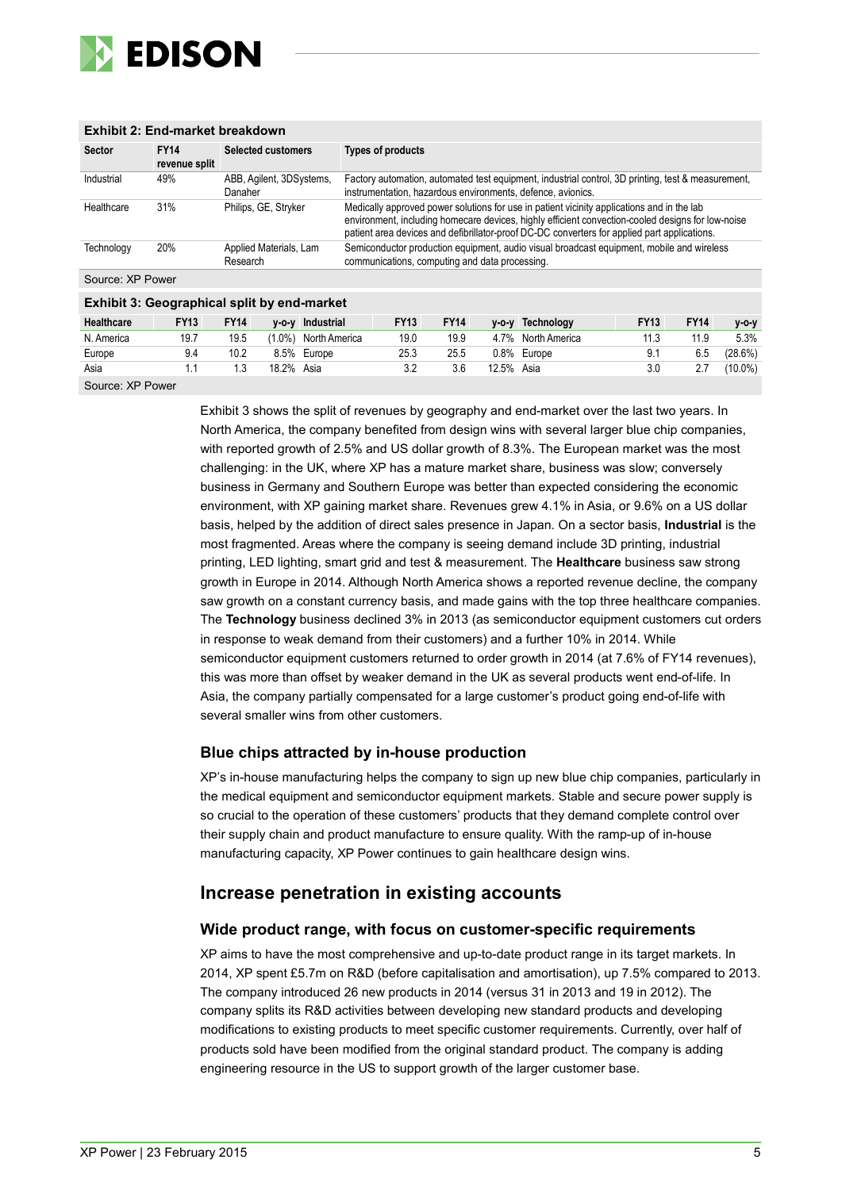**Exhibit 2: End-market breakdown**

| Sector | FY14 revenue split | Selected customers | Types of products |
| --- | --- | --- | --- |
| Industrial | 49% | ABB, Agilent, 3DSystems, Danaher | Factory automation, automated test equipment, industrial control, 3D printing, test & measurement, instrumentation, hazardous environments, defence, avionics. |
| Healthcare | 31% | Philips, GE, Stryker | Medically approved power solutions for use in patient vicinity applications and in the lab environment, including homecare devices, highly efficient convection-cooled designs for low-noise patient area devices and defibrillator-proof DC-DC converters for applied part applications. |
| Technology | 20% | Applied Materials, Lam Research | Semiconductor production equipment, audio visual broadcast equipment, mobile and wireless communications, computing and data processing. |

Source: XP Power

**Exhibit 3: Geographical split by end-market**

| Healthcare | FY13 | FY14 | y-o-y | Industrial | FY13 | FY14 | y-o-y | Technology | FY13 | FY14 | y-o-y |
| --- | --- | --- | --- | --- | --- | --- | --- | --- | --- | --- | --- |
| N. America | 19.7 | 19.5 | (1.0%) | North America | 19.0 | 19.9 | 4.7% | North America | 11.3 | 11.9 | 5.3% |
| Europe | 9.4 | 10.2 | 8.5% | Europe | 25.3 | 25.5 | 0.8% | Europe | 9.1 | 6.5 | (28.6%) |
| Asia | 1.1 | 1.3 | 18.2% | Asia | 3.2 | 3.6 | 12.5% | Asia | 3.0 | 2.7 | (10.0%) |

Source: XP Power

Exhibit 3 shows the split of revenues by geography and end-market over the last two years. In North America, the company benefited from design wins with several larger blue chip companies, with reported growth of 2.5% and US dollar growth of 8.3%. The European market was the most challenging: in the UK, where XP has a mature market share, business was slow; conversely business in Germany and Southern Europe was better than expected considering the economic environment, with XP gaining market share. Revenues grew 4.1% in Asia, or 9.6% on a US dollar basis, helped by the addition of direct sales presence in Japan. On a sector basis, **Industrial** is the most fragmented. Areas where the company is seeing demand include 3D printing, industrial printing, LED lighting, smart grid and test & measurement. The **Healthcare** business saw strong growth in Europe in 2014. Although North America shows a reported revenue decline, the company saw growth on a constant currency basis, and made gains with the top three healthcare companies. The **Technology** business declined 3% in 2013 (as semiconductor equipment customers cut orders in response to weak demand from their customers) and a further 10% in 2014. While semiconductor equipment customers returned to order growth in 2014 (at 7.6% of FY14 revenues), this was more than offset by weaker demand in the UK as several products went end-of-life. In Asia, the company partially compensated for a large customer's product going end-of-life with several smaller wins from other customers.

### Blue chips attracted by in-house production

XP's in-house manufacturing helps the company to sign up new blue chip companies, particularly in the medical equipment and semiconductor equipment markets. Stable and secure power supply is so crucial to the operation of these customers' products that they demand complete control over their supply chain and product manufacture to ensure quality. With the ramp-up of in-house manufacturing capacity, XP Power continues to gain healthcare design wins.

## Increase penetration in existing accounts

### Wide product range, with focus on customer-specific requirements

XP aims to have the most comprehensive and up-to-date product range in its target markets. In 2014, XP spent £5.7m on R&D (before capitalisation and amortisation), up 7.5% compared to 2013. The company introduced 26 new products in 2014 (versus 31 in 2013 and 19 in 2012). The company splits its R&D activities between developing new standard products and developing modifications to existing products to meet specific customer requirements. Currently, over half of products sold have been modified from the original standard product. The company is adding engineering resource in the US to support growth of the larger customer base.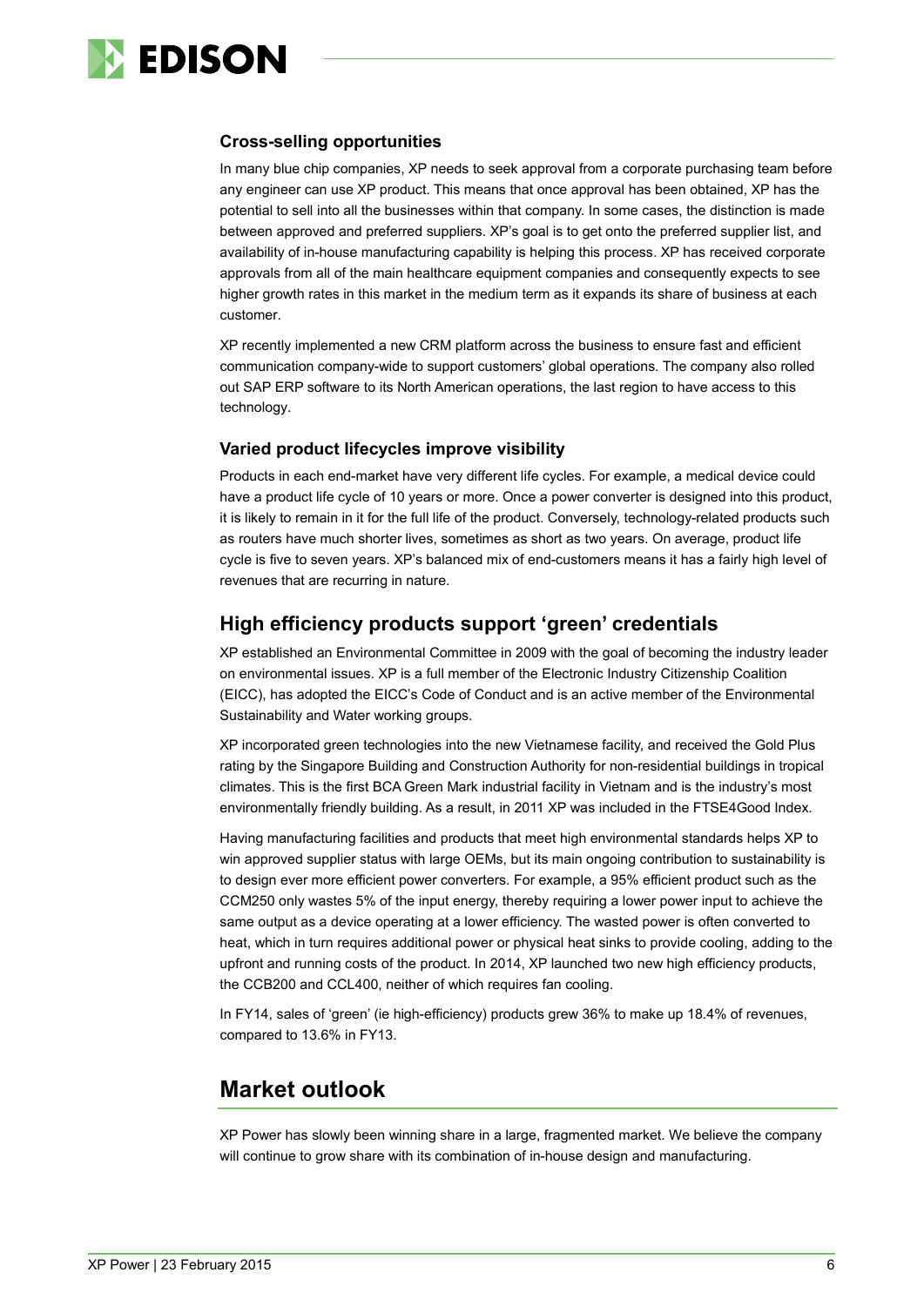### Cross-selling opportunities

In many blue chip companies, XP needs to seek approval from a corporate purchasing team before any engineer can use XP product. This means that once approval has been obtained, XP has the potential to sell into all the businesses within that company. In some cases, the distinction is made between approved and preferred suppliers. XP's goal is to get onto the preferred supplier list, and availability of in-house manufacturing capability is helping this process. XP has received corporate approvals from all of the main healthcare equipment companies and consequently expects to see higher growth rates in this market in the medium term as it expands its share of business at each customer.

XP recently implemented a new CRM platform across the business to ensure fast and efficient communication company-wide to support customers' global operations. The company also rolled out SAP ERP software to its North American operations, the last region to have access to this technology.

### Varied product lifecycles improve visibility

Products in each end-market have very different life cycles. For example, a medical device could have a product life cycle of 10 years or more. Once a power converter is designed into this product, it is likely to remain in it for the full life of the product. Conversely, technology-related products such as routers have much shorter lives, sometimes as short as two years. On average, product life cycle is five to seven years. XP's balanced mix of end-customers means it has a fairly high level of revenues that are recurring in nature.

## High efficiency products support 'green' credentials

XP established an Environmental Committee in 2009 with the goal of becoming the industry leader on environmental issues. XP is a full member of the Electronic Industry Citizenship Coalition (EICC), has adopted the EICC's Code of Conduct and is an active member of the Environmental Sustainability and Water working groups.

XP incorporated green technologies into the new Vietnamese facility, and received the Gold Plus rating by the Singapore Building and Construction Authority for non-residential buildings in tropical climates. This is the first BCA Green Mark industrial facility in Vietnam and is the industry's most environmentally friendly building. As a result, in 2011 XP was included in the FTSE4Good Index.

Having manufacturing facilities and products that meet high environmental standards helps XP to win approved supplier status with large OEMs, but its main ongoing contribution to sustainability is to design ever more efficient power converters. For example, a 95% efficient product such as the CCM250 only wastes 5% of the input energy, thereby requiring a lower power input to achieve the same output as a device operating at a lower efficiency. The wasted power is often converted to heat, which in turn requires additional power or physical heat sinks to provide cooling, adding to the upfront and running costs of the product. In 2014, XP launched two new high efficiency products, the CCB200 and CCL400, neither of which requires fan cooling.

In FY14, sales of 'green' (ie high-efficiency) products grew 36% to make up 18.4% of revenues, compared to 13.6% in FY13.

## Market outlook

XP Power has slowly been winning share in a large, fragmented market. We believe the company will continue to grow share with its combination of in-house design and manufacturing.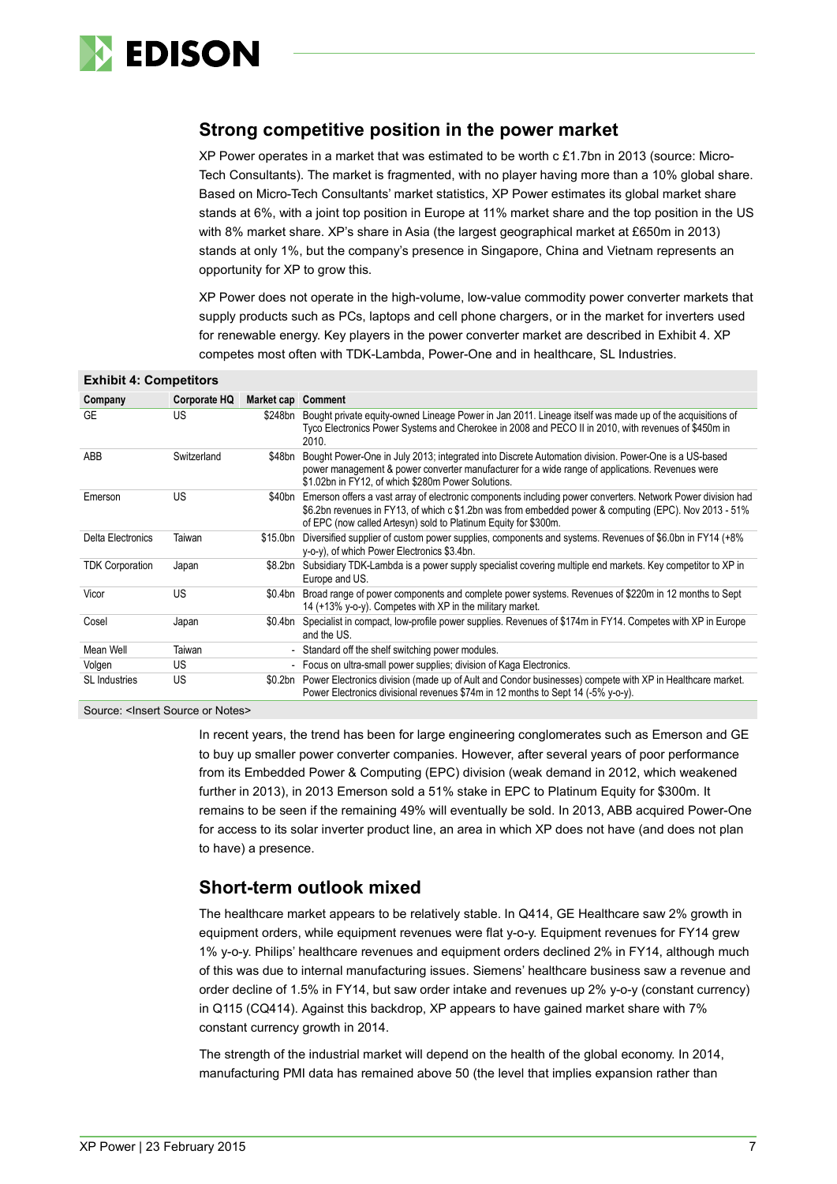## Strong competitive position in the power market

XP Power operates in a market that was estimated to be worth c £1.7bn in 2013 (source: Micro-Tech Consultants). The market is fragmented, with no player having more than a 10% global share. Based on Micro-Tech Consultants' market statistics, XP Power estimates its global market share stands at 6%, with a joint top position in Europe at 11% market share and the top position in the US with 8% market share. XP's share in Asia (the largest geographical market at £650m in 2013) stands at only 1%, but the company's presence in Singapore, China and Vietnam represents an opportunity for XP to grow this.

XP Power does not operate in the high-volume, low-value commodity power converter markets that supply products such as PCs, laptops and cell phone chargers, or in the market for inverters used for renewable energy. Key players in the power converter market are described in Exhibit 4. XP competes most often with TDK-Lambda, Power-One and in healthcare, SL Industries.

**Exhibit 4: Competitors**

| Company | Corporate HQ | Market cap | Comment |
|---|---|---|---|
| GE | US | $248bn | Bought private equity-owned Lineage Power in Jan 2011. Lineage itself was made up of the acquisitions of Tyco Electronics Power Systems and Cherokee in 2008 and PECO II in 2010, with revenues of $450m in 2010. |
| ABB | Switzerland | $48bn | Bought Power-One in July 2013; integrated into Discrete Automation division. Power-One is a US-based power management & power converter manufacturer for a wide range of applications. Revenues were $1.02bn in FY12, of which $280m Power Solutions. |
| Emerson | US | $40bn | Emerson offers a vast array of electronic components including power converters. Network Power division had $6.2bn revenues in FY13, of which c $1.2bn was from embedded power & computing (EPC). Nov 2013 - 51% of EPC (now called Artesyn) sold to Platinum Equity for $300m. |
| Delta Electronics | Taiwan | $15.0bn | Diversified supplier of custom power supplies, components and systems. Revenues of $6.0bn in FY14 (+8% y-o-y), of which Power Electronics $3.4bn. |
| TDK Corporation | Japan | $8.2bn | Subsidiary TDK-Lambda is a power supply specialist covering multiple end markets. Key competitor to XP in Europe and US. |
| Vicor | US | $0.4bn | Broad range of power components and complete power systems. Revenues of $220m in 12 months to Sept 14 (+13% y-o-y). Competes with XP in the military market. |
| Cosel | Japan | $0.4bn | Specialist in compact, low-profile power supplies. Revenues of $174m in FY14. Competes with XP in Europe and the US. |
| Mean Well | Taiwan | - | Standard off the shelf switching power modules. |
| Volgen | US | - | Focus on ultra-small power supplies; division of Kaga Electronics. |
| SL Industries | US | $0.2bn | Power Electronics division (made up of Ault and Condor businesses) compete with XP in Healthcare market. Power Electronics divisional revenues $74m in 12 months to Sept 14 (-5% y-o-y). |

Source: <Insert Source or Notes>

In recent years, the trend has been for large engineering conglomerates such as Emerson and GE to buy up smaller power converter companies. However, after several years of poor performance from its Embedded Power & Computing (EPC) division (weak demand in 2012, which weakened further in 2013), in 2013 Emerson sold a 51% stake in EPC to Platinum Equity for $300m. It remains to be seen if the remaining 49% will eventually be sold. In 2013, ABB acquired Power-One for access to its solar inverter product line, an area in which XP does not have (and does not plan to have) a presence.

## Short-term outlook mixed

The healthcare market appears to be relatively stable. In Q414, GE Healthcare saw 2% growth in equipment orders, while equipment revenues were flat y-o-y. Equipment revenues for FY14 grew 1% y-o-y. Philips' healthcare revenues and equipment orders declined 2% in FY14, although much of this was due to internal manufacturing issues. Siemens' healthcare business saw a revenue and order decline of 1.5% in FY14, but saw order intake and revenues up 2% y-o-y (constant currency) in Q115 (CQ414). Against this backdrop, XP appears to have gained market share with 7% constant currency growth in 2014.

The strength of the industrial market will depend on the health of the global economy. In 2014, manufacturing PMI data has remained above 50 (the level that implies expansion rather than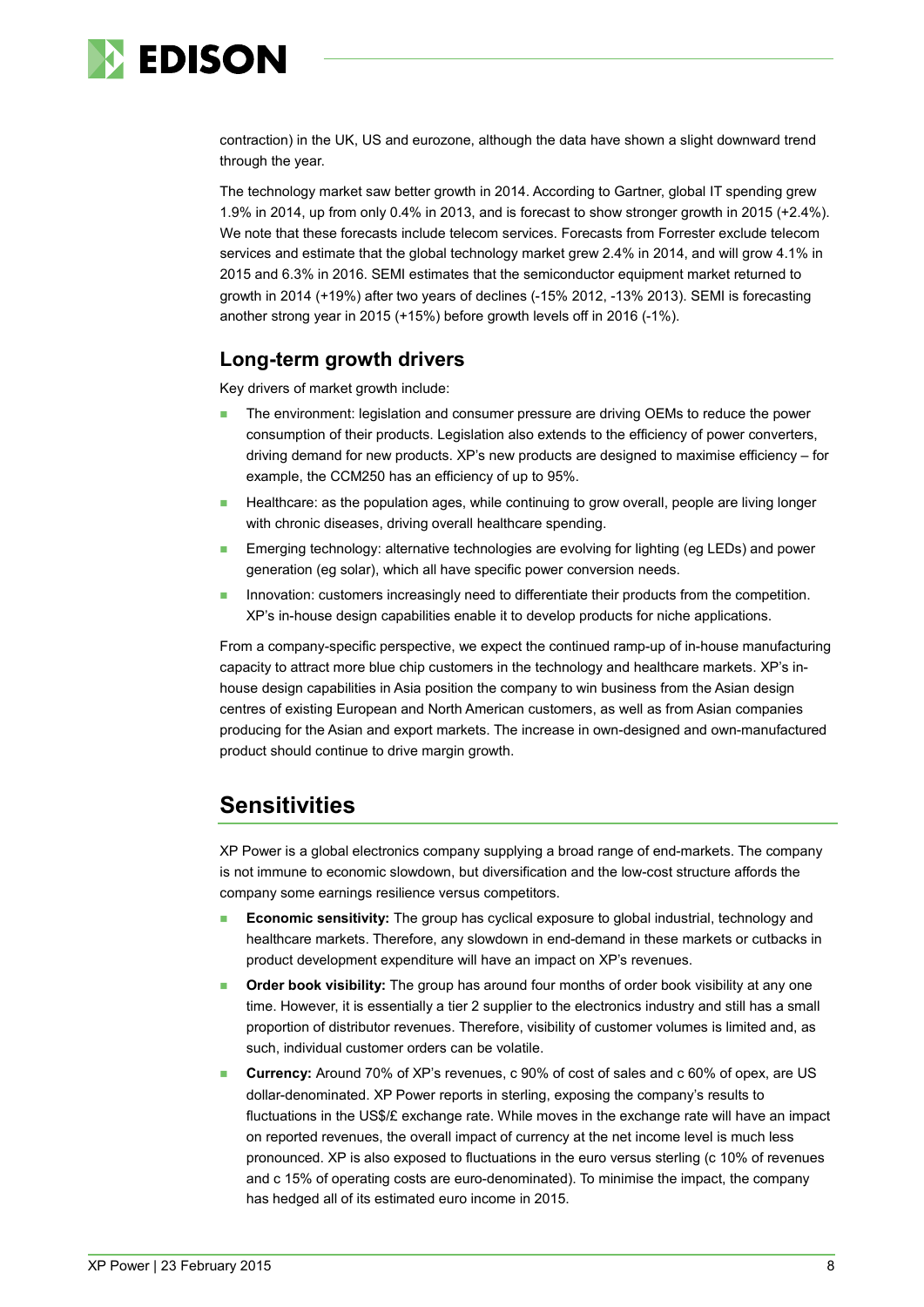contraction) in the UK, US and eurozone, although the data have shown a slight downward trend through the year.

The technology market saw better growth in 2014. According to Gartner, global IT spending grew 1.9% in 2014, up from only 0.4% in 2013, and is forecast to show stronger growth in 2015 (+2.4%). We note that these forecasts include telecom services. Forecasts from Forrester exclude telecom services and estimate that the global technology market grew 2.4% in 2014, and will grow 4.1% in 2015 and 6.3% in 2016. SEMI estimates that the semiconductor equipment market returned to growth in 2014 (+19%) after two years of declines (-15% 2012, -13% 2013). SEMI is forecasting another strong year in 2015 (+15%) before growth levels off in 2016 (-1%).

### Long-term growth drivers

Key drivers of market growth include:

- The environment: legislation and consumer pressure are driving OEMs to reduce the power consumption of their products. Legislation also extends to the efficiency of power converters, driving demand for new products. XP's new products are designed to maximise efficiency – for example, the CCM250 has an efficiency of up to 95%.
- Healthcare: as the population ages, while continuing to grow overall, people are living longer with chronic diseases, driving overall healthcare spending.
- Emerging technology: alternative technologies are evolving for lighting (eg LEDs) and power generation (eg solar), which all have specific power conversion needs.
- Innovation: customers increasingly need to differentiate their products from the competition. XP's in-house design capabilities enable it to develop products for niche applications.

From a company-specific perspective, we expect the continued ramp-up of in-house manufacturing capacity to attract more blue chip customers in the technology and healthcare markets. XP's in-house design capabilities in Asia position the company to win business from the Asian design centres of existing European and North American customers, as well as from Asian companies producing for the Asian and export markets. The increase in own-designed and own-manufactured product should continue to drive margin growth.

## Sensitivities

XP Power is a global electronics company supplying a broad range of end-markets. The company is not immune to economic slowdown, but diversification and the low-cost structure affords the company some earnings resilience versus competitors.

- **Economic sensitivity:** The group has cyclical exposure to global industrial, technology and healthcare markets. Therefore, any slowdown in end-demand in these markets or cutbacks in product development expenditure will have an impact on XP's revenues.
- **Order book visibility:** The group has around four months of order book visibility at any one time. However, it is essentially a tier 2 supplier to the electronics industry and still has a small proportion of distributor revenues. Therefore, visibility of customer volumes is limited and, as such, individual customer orders can be volatile.
- **Currency:** Around 70% of XP's revenues, c 90% of cost of sales and c 60% of opex, are US dollar-denominated. XP Power reports in sterling, exposing the company's results to fluctuations in the US$/£ exchange rate. While moves in the exchange rate will have an impact on reported revenues, the overall impact of currency at the net income level is much less pronounced. XP is also exposed to fluctuations in the euro versus sterling (c 10% of revenues and c 15% of operating costs are euro-denominated). To minimise the impact, the company has hedged all of its estimated euro income in 2015.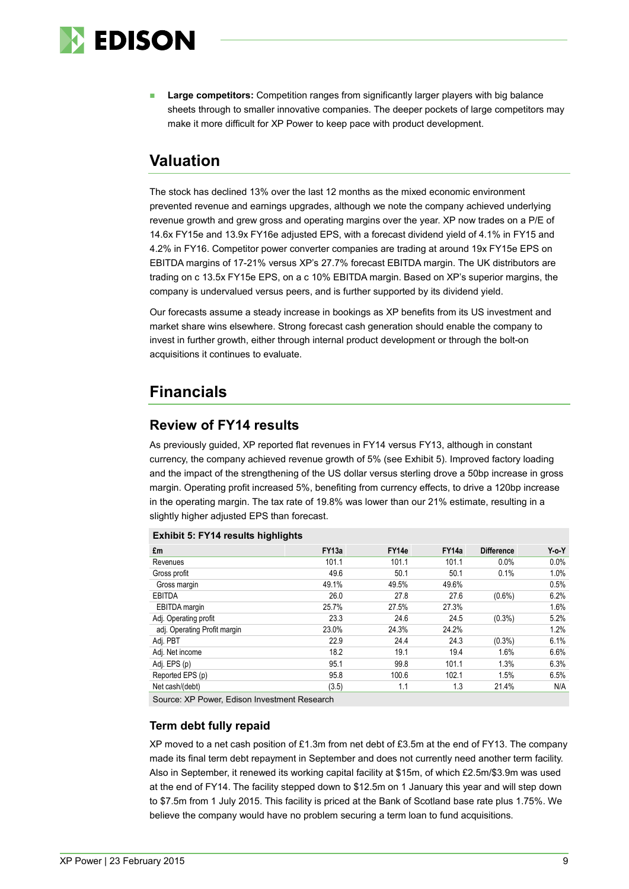- **Large competitors:** Competition ranges from significantly larger players with big balance sheets through to smaller innovative companies. The deeper pockets of large competitors may make it more difficult for XP Power to keep pace with product development.

## Valuation

The stock has declined 13% over the last 12 months as the mixed economic environment prevented revenue and earnings upgrades, although we note the company achieved underlying revenue growth and grew gross and operating margins over the year. XP now trades on a P/E of 14.6x FY15e and 13.9x FY16e adjusted EPS, with a forecast dividend yield of 4.1% in FY15 and 4.2% in FY16. Competitor power converter companies are trading at around 19x FY15e EPS on EBITDA margins of 17-21% versus XP's 27.7% forecast EBITDA margin. The UK distributors are trading on c 13.5x FY15e EPS, on a c 10% EBITDA margin. Based on XP's superior margins, the company is undervalued versus peers, and is further supported by its dividend yield.

Our forecasts assume a steady increase in bookings as XP benefits from its US investment and market share wins elsewhere. Strong forecast cash generation should enable the company to invest in further growth, either through internal product development or through the bolt-on acquisitions it continues to evaluate.

## Financials

### Review of FY14 results

As previously guided, XP reported flat revenues in FY14 versus FY13, although in constant currency, the company achieved revenue growth of 5% (see Exhibit 5). Improved factory loading and the impact of the strengthening of the US dollar versus sterling drove a 50bp increase in gross margin. Operating profit increased 5%, benefiting from currency effects, to drive a 120bp increase in the operating margin. The tax rate of 19.8% was lower than our 21% estimate, resulting in a slightly higher adjusted EPS than forecast.

**Exhibit 5: FY14 results highlights**

| £m | FY13a | FY14e | FY14a | Difference | Y-o-Y |
|---|---|---|---|---|---|
| Revenues | 101.1 | 101.1 | 101.1 | 0.0% | 0.0% |
| Gross profit | 49.6 | 50.1 | 50.1 | 0.1% | 1.0% |
| Gross margin | 49.1% | 49.5% | 49.6% | | 0.5% |
| EBITDA | 26.0 | 27.8 | 27.6 | (0.6%) | 6.2% |
| EBITDA margin | 25.7% | 27.5% | 27.3% | | 1.6% |
| Adj. Operating profit | 23.3 | 24.6 | 24.5 | (0.3%) | 5.2% |
| adj. Operating Profit margin | 23.0% | 24.3% | 24.2% | | 1.2% |
| Adj. PBT | 22.9 | 24.4 | 24.3 | (0.3%) | 6.1% |
| Adj. Net income | 18.2 | 19.1 | 19.4 | 1.6% | 6.6% |
| Adj. EPS (p) | 95.1 | 99.8 | 101.1 | 1.3% | 6.3% |
| Reported EPS (p) | 95.8 | 100.6 | 102.1 | 1.5% | 6.5% |
| Net cash/(debt) | (3.5) | 1.1 | 1.3 | 21.4% | N/A |

Source: XP Power, Edison Investment Research

#### Term debt fully repaid

XP moved to a net cash position of £1.3m from net debt of £3.5m at the end of FY13. The company made its final term debt repayment in September and does not currently need another term facility. Also in September, it renewed its working capital facility at $15m, of which £2.5m/$3.9m was used at the end of FY14. The facility stepped down to $12.5m on 1 January this year and will step down to $7.5m from 1 July 2015. This facility is priced at the Bank of Scotland base rate plus 1.75%. We believe the company would have no problem securing a term loan to fund acquisitions.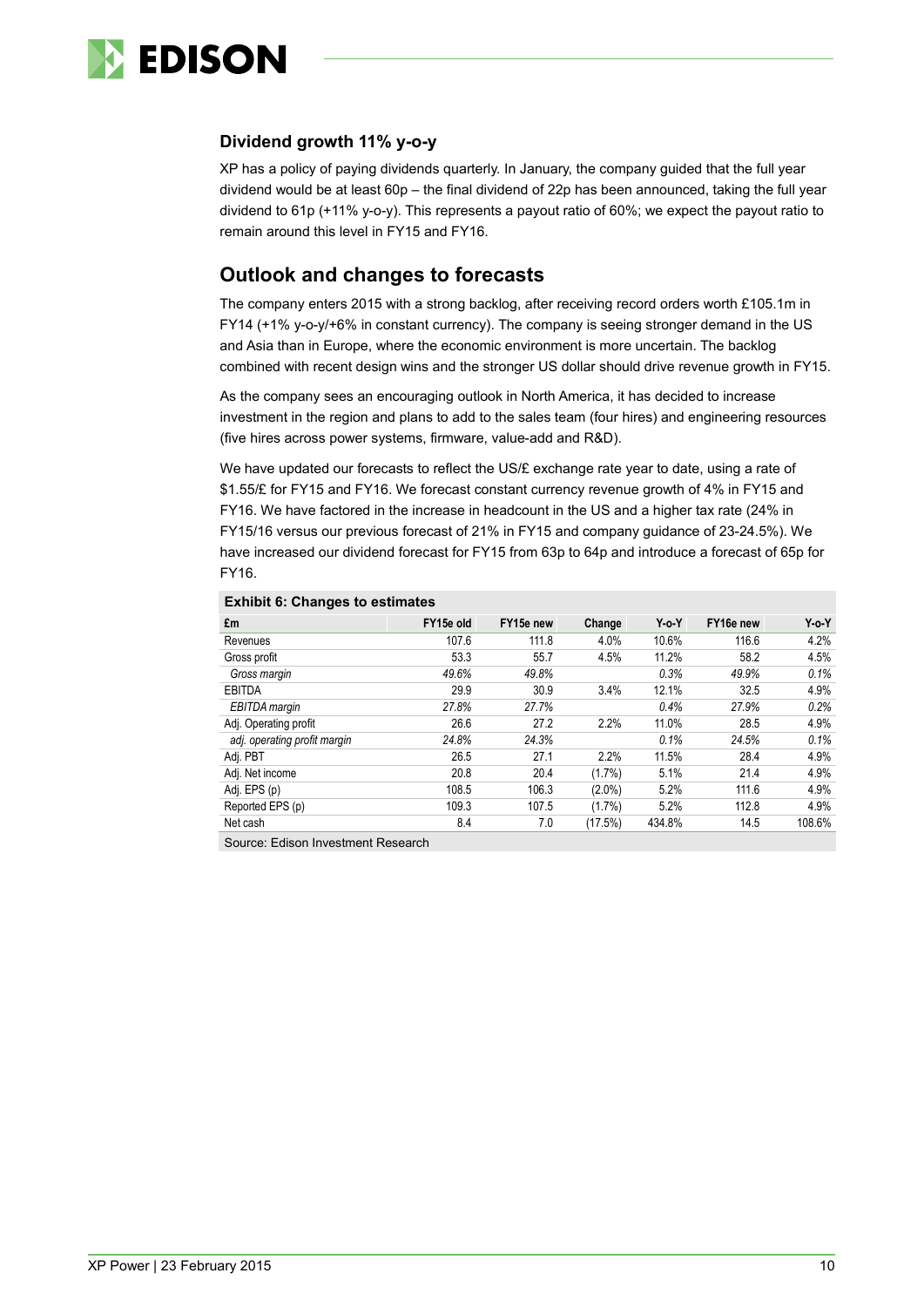### Dividend growth 11% y-o-y

XP has a policy of paying dividends quarterly. In January, the company guided that the full year dividend would be at least 60p – the final dividend of 22p has been announced, taking the full year dividend to 61p (+11% y-o-y). This represents a payout ratio of 60%; we expect the payout ratio to remain around this level in FY15 and FY16.

## Outlook and changes to forecasts

The company enters 2015 with a strong backlog, after receiving record orders worth £105.1m in FY14 (+1% y-o-y/+6% in constant currency). The company is seeing stronger demand in the US and Asia than in Europe, where the economic environment is more uncertain. The backlog combined with recent design wins and the stronger US dollar should drive revenue growth in FY15.

As the company sees an encouraging outlook in North America, it has decided to increase investment in the region and plans to add to the sales team (four hires) and engineering resources (five hires across power systems, firmware, value-add and R&D).

We have updated our forecasts to reflect the US/£ exchange rate year to date, using a rate of $1.55/£ for FY15 and FY16. We forecast constant currency revenue growth of 4% in FY15 and FY16. We have factored in the increase in headcount in the US and a higher tax rate (24% in FY15/16 versus our previous forecast of 21% in FY15 and company guidance of 23-24.5%). We have increased our dividend forecast for FY15 from 63p to 64p and introduce a forecast of 65p for FY16.

**Exhibit 6: Changes to estimates**

| £m | FY15e old | FY15e new | Change | Y-o-Y | FY16e new | Y-o-Y |
|---|---|---|---|---|---|---|
| Revenues | 107.6 | 111.8 | 4.0% | 10.6% | 116.6 | 4.2% |
| Gross profit | 53.3 | 55.7 | 4.5% | 11.2% | 58.2 | 4.5% |
| *Gross margin* | *49.6%* | *49.8%* | | *0.3%* | *49.9%* | *0.1%* |
| EBITDA | 29.9 | 30.9 | 3.4% | 12.1% | 32.5 | 4.9% |
| *EBITDA margin* | *27.8%* | *27.7%* | | *0.4%* | *27.9%* | *0.2%* |
| Adj. Operating profit | 26.6 | 27.2 | 2.2% | 11.0% | 28.5 | 4.9% |
| *adj. operating profit margin* | *24.8%* | *24.3%* | | *0.1%* | *24.5%* | *0.1%* |
| Adj. PBT | 26.5 | 27.1 | 2.2% | 11.5% | 28.4 | 4.9% |
| Adj. Net income | 20.8 | 20.4 | (1.7%) | 5.1% | 21.4 | 4.9% |
| Adj. EPS (p) | 108.5 | 106.3 | (2.0%) | 5.2% | 111.6 | 4.9% |
| Reported EPS (p) | 109.3 | 107.5 | (1.7%) | 5.2% | 112.8 | 4.9% |
| Net cash | 8.4 | 7.0 | (17.5%) | 434.8% | 14.5 | 108.6% |

Source: Edison Investment Research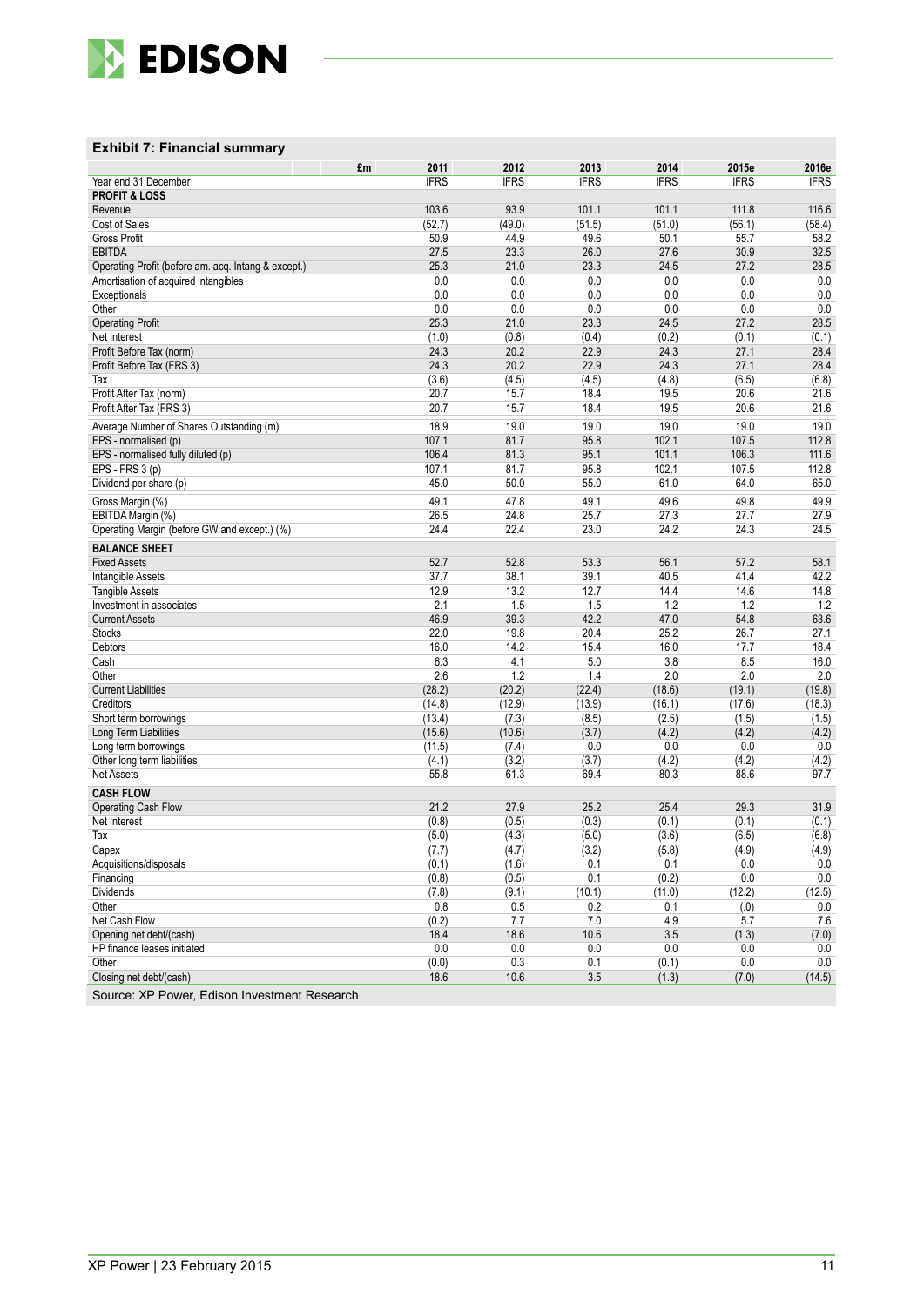## Exhibit 7: Financial summary

| £m | 2011 | 2012 | 2013 | 2014 | 2015e | 2016e |
|---|---|---|---|---|---|---|
| Year end 31 December | IFRS | IFRS | IFRS | IFRS | IFRS | IFRS |
| **PROFIT & LOSS** | | | | | | |
| Revenue | 103.6 | 93.9 | 101.1 | 101.1 | 111.8 | 116.6 |
| Cost of Sales | (52.7) | (49.0) | (51.5) | (51.0) | (56.1) | (58.4) |
| Gross Profit | 50.9 | 44.9 | 49.6 | 50.1 | 55.7 | 58.2 |
| EBITDA | 27.5 | 23.3 | 26.0 | 27.6 | 30.9 | 32.5 |
| Operating Profit (before am. acq. Intang & except.) | 25.3 | 21.0 | 23.3 | 24.5 | 27.2 | 28.5 |
| Amortisation of acquired intangibles | 0.0 | 0.0 | 0.0 | 0.0 | 0.0 | 0.0 |
| Exceptionals | 0.0 | 0.0 | 0.0 | 0.0 | 0.0 | 0.0 |
| Other | 0.0 | 0.0 | 0.0 | 0.0 | 0.0 | 0.0 |
| Operating Profit | 25.3 | 21.0 | 23.3 | 24.5 | 27.2 | 28.5 |
| Net Interest | (1.0) | (0.8) | (0.4) | (0.2) | (0.1) | (0.1) |
| Profit Before Tax (norm) | 24.3 | 20.2 | 22.9 | 24.3 | 27.1 | 28.4 |
| Profit Before Tax (FRS 3) | 24.3 | 20.2 | 22.9 | 24.3 | 27.1 | 28.4 |
| Tax | (3.6) | (4.5) | (4.5) | (4.8) | (6.5) | (6.8) |
| Profit After Tax (norm) | 20.7 | 15.7 | 18.4 | 19.5 | 20.6 | 21.6 |
| Profit After Tax (FRS 3) | 20.7 | 15.7 | 18.4 | 19.5 | 20.6 | 21.6 |
| Average Number of Shares Outstanding (m) | 18.9 | 19.0 | 19.0 | 19.0 | 19.0 | 19.0 |
| EPS - normalised (p) | 107.1 | 81.7 | 95.8 | 102.1 | 107.5 | 112.8 |
| EPS - normalised fully diluted (p) | 106.4 | 81.3 | 95.1 | 101.1 | 106.3 | 111.6 |
| EPS - FRS 3 (p) | 107.1 | 81.7 | 95.8 | 102.1 | 107.5 | 112.8 |
| Dividend per share (p) | 45.0 | 50.0 | 55.0 | 61.0 | 64.0 | 65.0 |
| Gross Margin (%) | 49.1 | 47.8 | 49.1 | 49.6 | 49.8 | 49.9 |
| EBITDA Margin (%) | 26.5 | 24.8 | 25.7 | 27.3 | 27.7 | 27.9 |
| Operating Margin (before GW and except.) (%) | 24.4 | 22.4 | 23.0 | 24.2 | 24.3 | 24.5 |
| **BALANCE SHEET** | | | | | | |
| Fixed Assets | 52.7 | 52.8 | 53.3 | 56.1 | 57.2 | 58.1 |
| Intangible Assets | 37.7 | 38.1 | 39.1 | 40.5 | 41.4 | 42.2 |
| Tangible Assets | 12.9 | 13.2 | 12.7 | 14.4 | 14.6 | 14.8 |
| Investment in associates | 2.1 | 1.5 | 1.5 | 1.2 | 1.2 | 1.2 |
| Current Assets | 46.9 | 39.3 | 42.2 | 47.0 | 54.8 | 63.6 |
| Stocks | 22.0 | 19.8 | 20.4 | 25.2 | 26.7 | 27.1 |
| Debtors | 16.0 | 14.2 | 15.4 | 16.0 | 17.7 | 18.4 |
| Cash | 6.3 | 4.1 | 5.0 | 3.8 | 8.5 | 16.0 |
| Other | 2.6 | 1.2 | 1.4 | 2.0 | 2.0 | 2.0 |
| Current Liabilities | (28.2) | (20.2) | (22.4) | (18.6) | (19.1) | (19.8) |
| Creditors | (14.8) | (12.9) | (13.9) | (16.1) | (17.6) | (18.3) |
| Short term borrowings | (13.4) | (7.3) | (8.5) | (2.5) | (1.5) | (1.5) |
| Long Term Liabilities | (15.6) | (10.6) | (3.7) | (4.2) | (4.2) | (4.2) |
| Long term borrowings | (11.5) | (7.4) | 0.0 | 0.0 | 0.0 | 0.0 |
| Other long term liabilities | (4.1) | (3.2) | (3.7) | (4.2) | (4.2) | (4.2) |
| Net Assets | 55.8 | 61.3 | 69.4 | 80.3 | 88.6 | 97.7 |
| **CASH FLOW** | | | | | | |
| Operating Cash Flow | 21.2 | 27.9 | 25.2 | 25.4 | 29.3 | 31.9 |
| Net Interest | (0.8) | (0.5) | (0.3) | (0.1) | (0.1) | (0.1) |
| Tax | (5.0) | (4.3) | (5.0) | (3.6) | (6.5) | (6.8) |
| Capex | (7.7) | (4.7) | (3.2) | (5.8) | (4.9) | (4.9) |
| Acquisitions/disposals | (0.1) | (1.6) | 0.1 | 0.1 | 0.0 | 0.0 |
| Financing | (0.8) | (0.5) | 0.1 | (0.2) | 0.0 | 0.0 |
| Dividends | (7.8) | (9.1) | (10.1) | (11.0) | (12.2) | (12.5) |
| Other | 0.8 | 0.5 | 0.2 | 0.1 | (.0) | 0.0 |
| Net Cash Flow | (0.2) | 7.7 | 7.0 | 4.9 | 5.7 | 7.6 |
| Opening net debt/(cash) | 18.4 | 18.6 | 10.6 | 3.5 | (1.3) | (7.0) |
| HP finance leases initiated | 0.0 | 0.0 | 0.0 | 0.0 | 0.0 | 0.0 |
| Other | (0.0) | 0.3 | 0.1 | (0.1) | 0.0 | 0.0 |
| Closing net debt/(cash) | 18.6 | 10.6 | 3.5 | (1.3) | (7.0) | (14.5) |

Source: XP Power, Edison Investment Research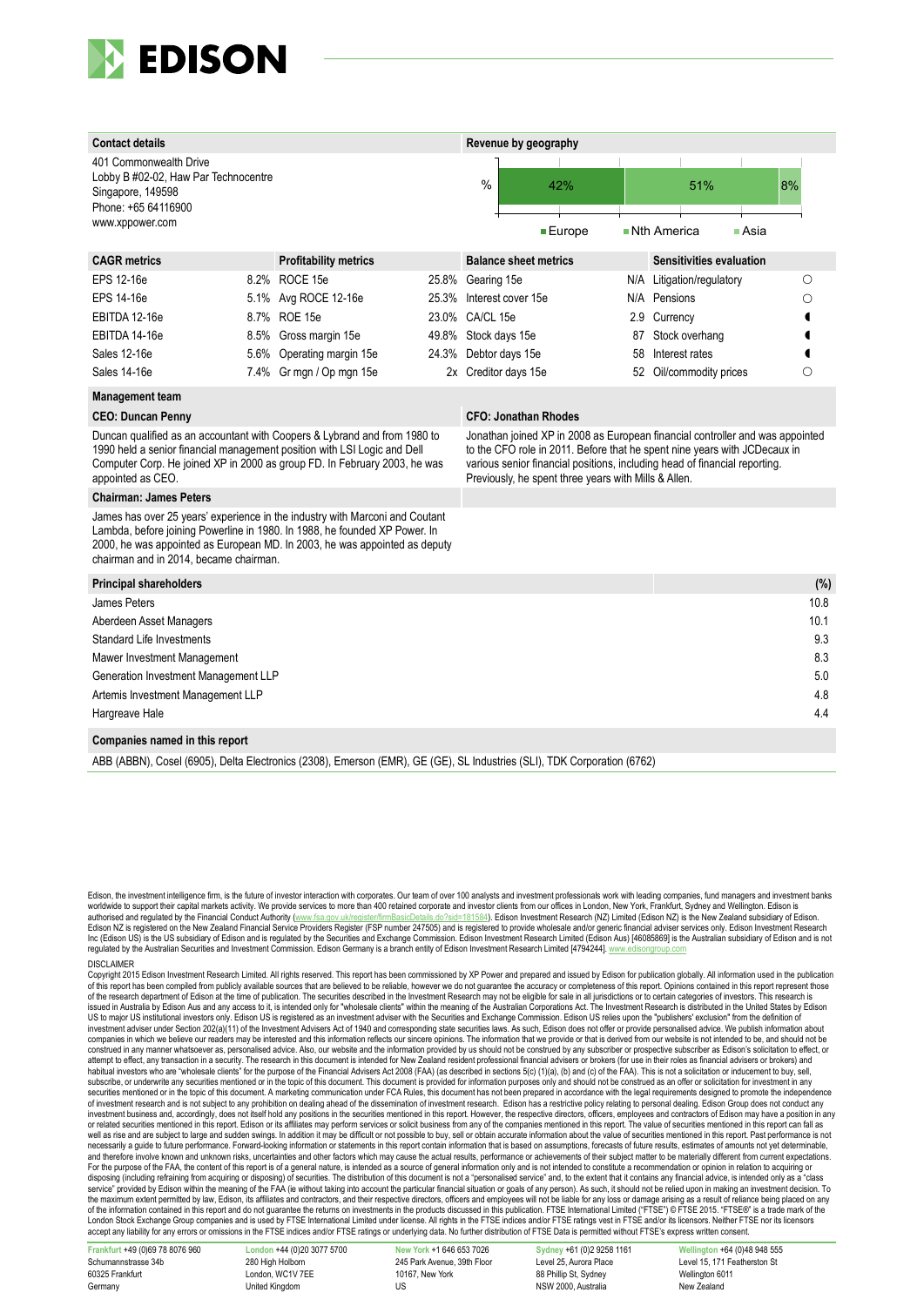**Contact details**

401 Commonwealth Drive
Lobby B #02-02, Haw Par Technocentre
Singapore, 149598
Phone: +65 64116900
www.xppower.com

**Revenue by geography**

%
42%
51%
8%
Europe
Nth America
Asia

| CAGR metrics | | Profitability metrics | | Balance sheet metrics | | Sensitivities evaluation | |
|---|---|---|---|---|---|---|---|
| EPS 12-16e | 8.2% | ROCE 15e | 25.8% | Gearing 15e | N/A | Litigation/regulatory | ○ |
| EPS 14-16e | 5.1% | Avg ROCE 12-16e | 25.3% | Interest cover 15e | N/A | Pensions | ○ |
| EBITDA 12-16e | 8.7% | ROE 15e | 23.0% | CA/CL 15e | 2.9 | Currency | ◖ |
| EBITDA 14-16e | 8.5% | Gross margin 15e | 49.8% | Stock days 15e | 87 | Stock overhang | ◖ |
| Sales 12-16e | 5.6% | Operating margin 15e | 24.3% | Debtor days 15e | 58 | Interest rates | ◖ |
| Sales 14-16e | 7.4% | Gr mgn / Op mgn 15e | 2x | Creditor days 15e | 52 | Oil/commodity prices | ○ |

**Management team**

**CEO: Duncan Penny**

Duncan qualified as an accountant with Coopers & Lybrand and from 1980 to 1990 held a senior financial management position with LSI Logic and Dell Computer Corp. He joined XP in 2000 as group FD. In February 2003, he was appointed as CEO.

**CFO: Jonathan Rhodes**

Jonathan joined XP in 2008 as European financial controller and was appointed to the CFO role in 2011. Before that he spent nine years with JCDecaux in various senior financial positions, including head of financial reporting. Previously, he spent three years with Mills & Allen.

**Chairman: James Peters**

James has over 25 years' experience in the industry with Marconi and Coutant Lambda, before joining Powerline in 1980. In 1988, he founded XP Power. In 2000, he was appointed as European MD. In 2003, he was appointed as deputy chairman and in 2014, became chairman.

| Principal shareholders | (%) |
|---|---|
| James Peters | 10.8 |
| Aberdeen Asset Managers | 10.1 |
| Standard Life Investments | 9.3 |
| Mawer Investment Management | 8.3 |
| Generation Investment Management LLP | 5.0 |
| Artemis Investment Management LLP | 4.8 |
| Hargreave Hale | 4.4 |

**Companies named in this report**

ABB (ABBN), Cosel (6905), Delta Electronics (2308), Emerson (EMR), GE (GE), SL Industries (SLI), TDK Corporation (6762)

Edison, the investment intelligence firm, is the future of investor interaction with corporates. Our team of over 100 analysts and investment professionals work with leading companies, fund managers and investment banks worldwide to support their capital markets activity. We provide services to more than 400 retained corporate and investor clients from our offices in London, New York, Frankfurt, Sydney and Wellington. Edison is authorised and regulated by the Financial Conduct Authority (www.fsa.gov.uk/register/firmBasicDetails.do?sid=181584). Edison Investment Research (NZ) Limited (Edison NZ) is the New Zealand subsidiary of Edison. Edison NZ is registered on the New Zealand Financial Service Providers Register (FSP number 247505) and is registered to provide wholesale and/or generic financial adviser services only. Edison Investment Research Inc (Edison US) is the US subsidiary of Edison and is regulated by the Securities and Exchange Commission. Edison Investment Research Limited (Edison Aus) [46085869] is the Australian subsidiary of Edison and is not regulated by the Australian Securities and Investment Commission. Edison Germany is a branch entity of Edison Investment Research Limited [4794244]. www.edisongroup.com

DISCLAIMER

Copyright 2015 Edison Investment Research Limited. All rights reserved. This report has been commissioned by XP Power and prepared and issued by Edison for publication globally. All information used in the publication of this report has been compiled from publicly available sources that are believed to be reliable, however we do not guarantee the accuracy or completeness of this report. Opinions contained in this report represent those of the research department of Edison at the time of publication. The securities described in the Investment Research may not be eligible for sale in all jurisdictions or to certain categories of investors. This research is issued in Australia by Edison Aus and any access to it, is intended only for "wholesale clients" within the meaning of the Australian Corporations Act. The Investment Research is distributed in the United States by Edison US to major US institutional investors only. Edison US is registered as an investment adviser with the Securities and Exchange Commission. Edison US relies upon the "publishers' exclusion" from the definition of investment adviser under Section 202(a)(11) of the Investment Advisers Act of 1940 and corresponding state securities laws. As such, Edison does not offer or provide personalised advice. We publish information about companies in which we believe our readers may be interested and this information reflects our sincere opinions. The information that we provide or that is derived from our website is not intended to be, and should not be construed in any manner whatsoever as, personalised advice. Also, our website and the information provided by us should not be construed by any subscriber or prospective subscriber as Edison's solicitation to effect, or attempt to effect, any transaction in a security. The research in this document is intended for New Zealand resident professional financial advisers or brokers (for use in their roles as financial advisers or brokers) and habitual investors who are "wholesale clients" for the purpose of the Financial Advisers Act 2008 (FAA) (as described in sections 5(c) (1)(a), (b) and (c) of the FAA). This is not a solicitation or inducement to buy, sell, subscribe, or underwrite any securities mentioned or in the topic of this document. This document is provided for information purposes only and should not be construed as an offer or solicitation for investment in any securities mentioned or in the topic of this document. A marketing communication under FCA Rules, this document has not been prepared in accordance with the legal requirements designed to promote the independence of investment research and is not subject to any prohibition on dealing ahead of the dissemination of investment research. Edison has a restrictive policy relating to personal dealing. Edison Group does not conduct any investment business and, accordingly, does not itself hold any positions in the securities mentioned in this report. However, the respective directors, officers, employees and contractors of Edison may have a position in any or related securities mentioned in this report. Edison or its affiliates may perform services or solicit business from any of the companies mentioned in this report. The value of securities mentioned in this report can fall as well as rise and are subject to large and sudden swings. In addition it may be difficult or not possible to buy, sell or obtain accurate information about the value of securities mentioned in this report. Past performance is not necessarily a guide to future performance. Forward-looking information or statements in this report contain information that is based on assumptions, forecasts of future results, estimates of amounts not yet determinable, and therefore involve known and unknown risks, uncertainties and other factors which may cause the actual results, performance or achievements of their subject matter to be materially different from current expectations. For the purpose of the FAA, the content of this report is of a general nature, is intended as a source of general information only and is not intended to constitute a recommendation or opinion in relation to acquiring or disposing (including refraining from acquiring or disposing) of securities. The distribution of this document is not a "personalised service" and, to the extent that it contains any financial advice, is intended only as a "class service" provided by Edison within the meaning of the FAA (ie without taking into account the particular financial situation or goals of any person). As such, it should not be relied upon in making an investment decision. To the maximum extent permitted by law, Edison, its affiliates and contractors, and their respective directors, officers and employees will not be liable for any loss or damage arising as a result of reliance being placed on any of the information contained in this report and do not guarantee the returns on investments in the products discussed in this publication. FTSE International Limited ("FTSE") © FTSE 2015. "FTSE®" is a trade mark of the London Stock Exchange Group companies and is used by FTSE International Limited under license. All rights in the FTSE indices and/or FTSE ratings vest in FTSE and/or its licensors. Neither FTSE nor its licensors accept any liability for any errors or omissions in the FTSE indices and/or FTSE ratings or underlying data. No further distribution of FTSE Data is permitted without FTSE's express written consent.

| Frankfurt +49 (0)69 78 8076 960 | London +44 (0)20 3077 5700 | New York +1 646 653 7026 | Sydney +61 (0)2 9258 1161 | Wellington +64 (0)48 948 555 |
|---|---|---|---|---|
| Schumannstrasse 34b | 280 High Holborn | 245 Park Avenue, 39th Floor | Level 25, Aurora Place | Level 15, 171 Featherston St |
| 60325 Frankfurt | London, WC1V 7EE | 10167, New York | 88 Phillip St, Sydney | Wellington 6011 |
| Germany | United Kingdom | US | NSW 2000, Australia | New Zealand |